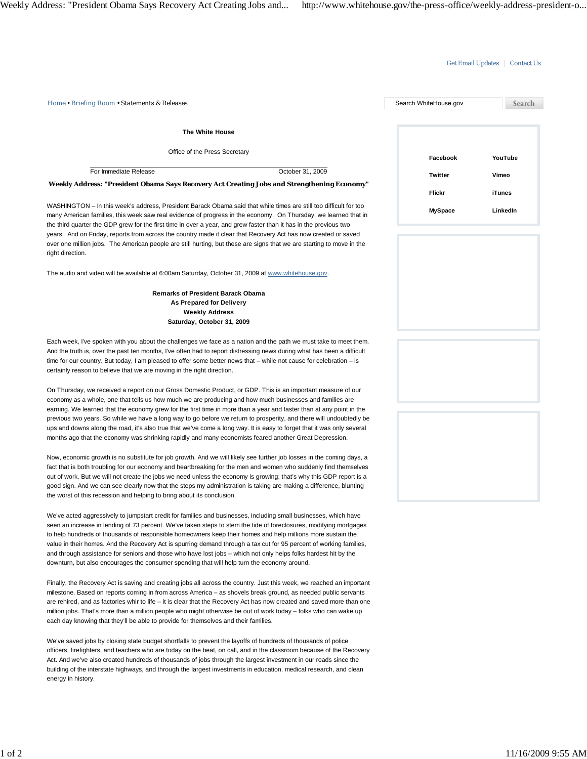Get Email Updates | Contact Us

Home • Briefing Room • Statements & Releases

Search WhiteHouse.gov | Search

Facebook | YouTube | Twitter | Vimeo | Flickr | iTunes | MySpace | LinkedIn

**The White House**

Office of the Press Secretary

For Immediate Release October 31, 2009

## Weekly Address: "President Obama Says Recovery Act Creating Jobs and Strengthening Economy"

WASHINGTON – In this week's address, President Barack Obama said that while times are still too difficult for too many American families, this week saw real evidence of progress in the economy. On Thursday, we learned that in the third quarter the GDP grew for the first time in over a year, and grew faster than it has in the previous two years. And on Friday, reports from across the country made it clear that Recovery Act has now created or saved over one million jobs. The American people are still hurting, but these are signs that we are starting to move in the right direction.

The audio and video will be available at 6:00am Saturday, October 31, 2009 at www.whitehouse.gov.

**Remarks of President Barack Obama**
**As Prepared for Delivery**
**Weekly Address**
**Saturday, October 31, 2009**

Each week, I've spoken with you about the challenges we face as a nation and the path we must take to meet them. And the truth is, over the past ten months, I've often had to report distressing news during what has been a difficult time for our country. But today, I am pleased to offer some better news that – while not cause for celebration – is certainly reason to believe that we are moving in the right direction.

On Thursday, we received a report on our Gross Domestic Product, or GDP. This is an important measure of our economy as a whole, one that tells us how much we are producing and how much businesses and families are earning. We learned that the economy grew for the first time in more than a year and faster than at any point in the previous two years. So while we have a long way to go before we return to prosperity, and there will undoubtedly be ups and downs along the road, it's also true that we've come a long way. It is easy to forget that it was only several months ago that the economy was shrinking rapidly and many economists feared another Great Depression.

Now, economic growth is no substitute for job growth. And we will likely see further job losses in the coming days, a fact that is both troubling for our economy and heartbreaking for the men and women who suddenly find themselves out of work. But we will not create the jobs we need unless the economy is growing; that's why this GDP report is a good sign. And we can see clearly now that the steps my administration is taking are making a difference, blunting the worst of this recession and helping to bring about its conclusion.

We've acted aggressively to jumpstart credit for families and businesses, including small businesses, which have seen an increase in lending of 73 percent. We've taken steps to stem the tide of foreclosures, modifying mortgages to help hundreds of thousands of responsible homeowners keep their homes and help millions more sustain the value in their homes. And the Recovery Act is spurring demand through a tax cut for 95 percent of working families, and through assistance for seniors and those who have lost jobs – which not only helps folks hardest hit by the downturn, but also encourages the consumer spending that will help turn the economy around.

Finally, the Recovery Act is saving and creating jobs all across the country. Just this week, we reached an important milestone. Based on reports coming in from across America – as shovels break ground, as needed public servants are rehired, and as factories whir to life – it is clear that the Recovery Act has now created and saved more than one million jobs. That's more than a million people who might otherwise be out of work today – folks who can wake up each day knowing that they'll be able to provide for themselves and their families.

We've saved jobs by closing state budget shortfalls to prevent the layoffs of hundreds of thousands of police officers, firefighters, and teachers who are today on the beat, on call, and in the classroom because of the Recovery Act. And we've also created hundreds of thousands of jobs through the largest investment in our roads since the building of the interstate highways, and through the largest investments in education, medical research, and clean energy in history.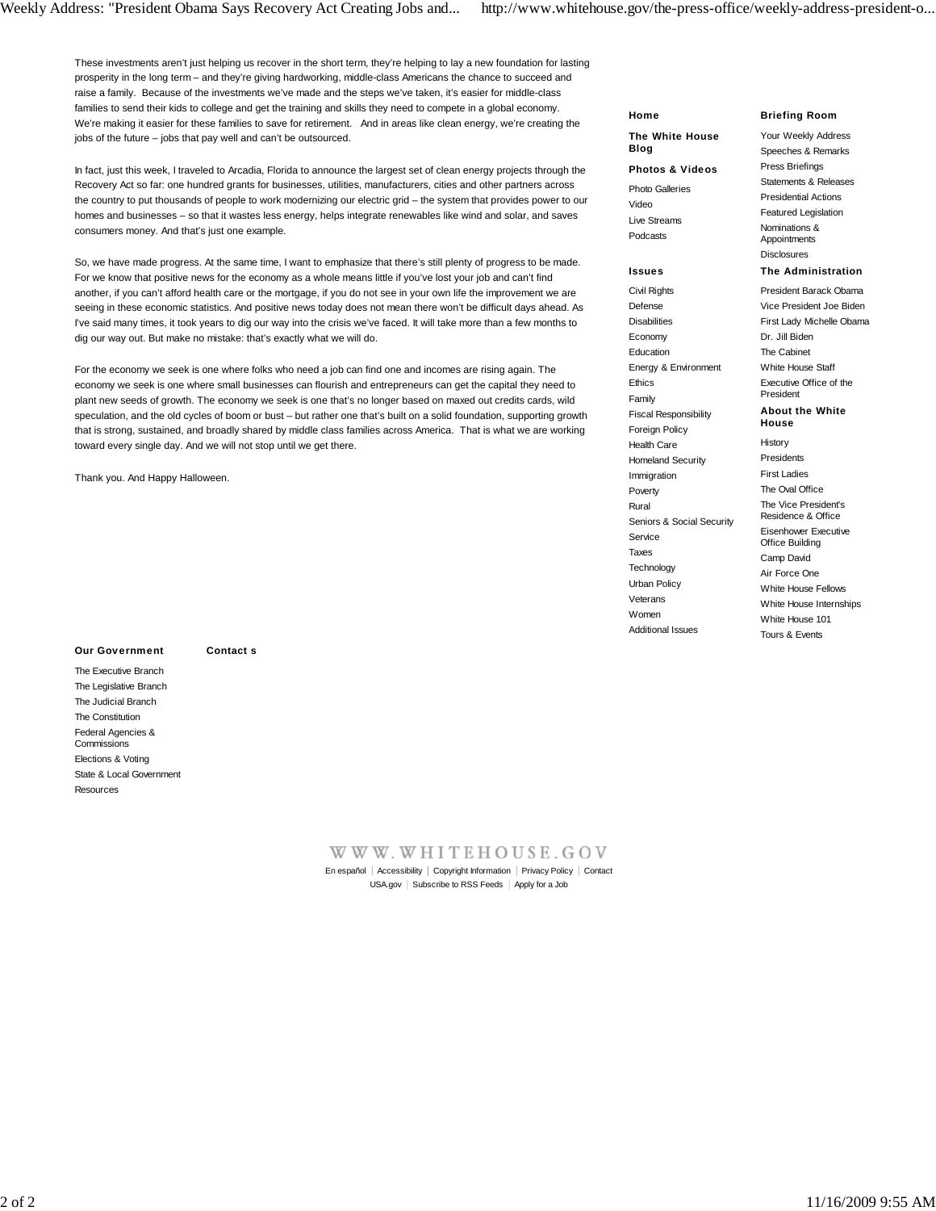These investments aren't just helping us recover in the short term, they're helping to lay a new foundation for lasting prosperity in the long term – and they're giving hardworking, middle-class Americans the chance to succeed and raise a family. Because of the investments we've made and the steps we've taken, it's easier for middle-class families to send their kids to college and get the training and skills they need to compete in a global economy. We're making it easier for these families to save for retirement. And in areas like clean energy, we're creating the jobs of the future – jobs that pay well and can't be outsourced.

In fact, just this week, I traveled to Arcadia, Florida to announce the largest set of clean energy projects through the Recovery Act so far: one hundred grants for businesses, utilities, manufacturers, cities and other partners across the country to put thousands of people to work modernizing our electric grid – the system that provides power to our homes and businesses – so that it wastes less energy, helps integrate renewables like wind and solar, and saves consumers money. And that's just one example.

So, we have made progress. At the same time, I want to emphasize that there's still plenty of progress to be made. For we know that positive news for the economy as a whole means little if you've lost your job and can't find another, if you can't afford health care or the mortgage, if you do not see in your own life the improvement we are seeing in these economic statistics. And positive news today does not mean there won't be difficult days ahead. As I've said many times, it took years to dig our way into the crisis we've faced. It will take more than a few months to dig our way out. But make no mistake: that's exactly what we will do.

For the economy we seek is one where folks who need a job can find one and incomes are rising again. The economy we seek is one where small businesses can flourish and entrepreneurs can get the capital they need to plant new seeds of growth. The economy we seek is one that's no longer based on maxed out credits cards, wild speculation, and the old cycles of boom or bust – but rather one that's built on a solid foundation, supporting growth that is strong, sustained, and broadly shared by middle class families across America. That is what we are working toward every single day. And we will not stop until we get there.

Thank you. And Happy Halloween.

**Home**

**The White House Blog**

**Photos & Videos**

- Photo Galleries
- Video
- Live Streams
- Podcasts

**Issues**

- Civil Rights
- Defense
- Disabilities
- Economy
- Education
- Energy & Environment
- Ethics
- Family
- Fiscal Responsibility
- Foreign Policy
- Health Care
- Homeland Security
- Immigration
- Poverty
- Rural
- Seniors & Social Security
- Service
- Taxes
- Technology
- Urban Policy
- Veterans
- Women
- Additional Issues

**Briefing Room**

- Your Weekly Address
- Speeches & Remarks
- Press Briefings
- Statements & Releases
- Presidential Actions
- Featured Legislation
- Nominations & Appointments
- Disclosures

**The Administration**

- President Barack Obama
- Vice President Joe Biden
- First Lady Michelle Obama
- Dr. Jill Biden
- The Cabinet
- White House Staff
- Executive Office of the President

**About the White House**

- History
- Presidents
- First Ladies
- The Oval Office
- The Vice President's Residence & Office
- Eisenhower Executive Office Building
- Camp David
- Air Force One
- White House Fellows
- White House Internships
- White House 101
- Tours & Events

**Our Government**

- The Executive Branch
- The Legislative Branch
- The Judicial Branch
- The Constitution
- Federal Agencies & Commissions
- Elections & Voting
- State & Local Government
- Resources

**Contact s**

WWW.WHITEHOUSE.GOV

En español | Accessibility | Copyright Information | Privacy Policy | Contact
USA.gov | Subscribe to RSS Feeds | Apply for a Job